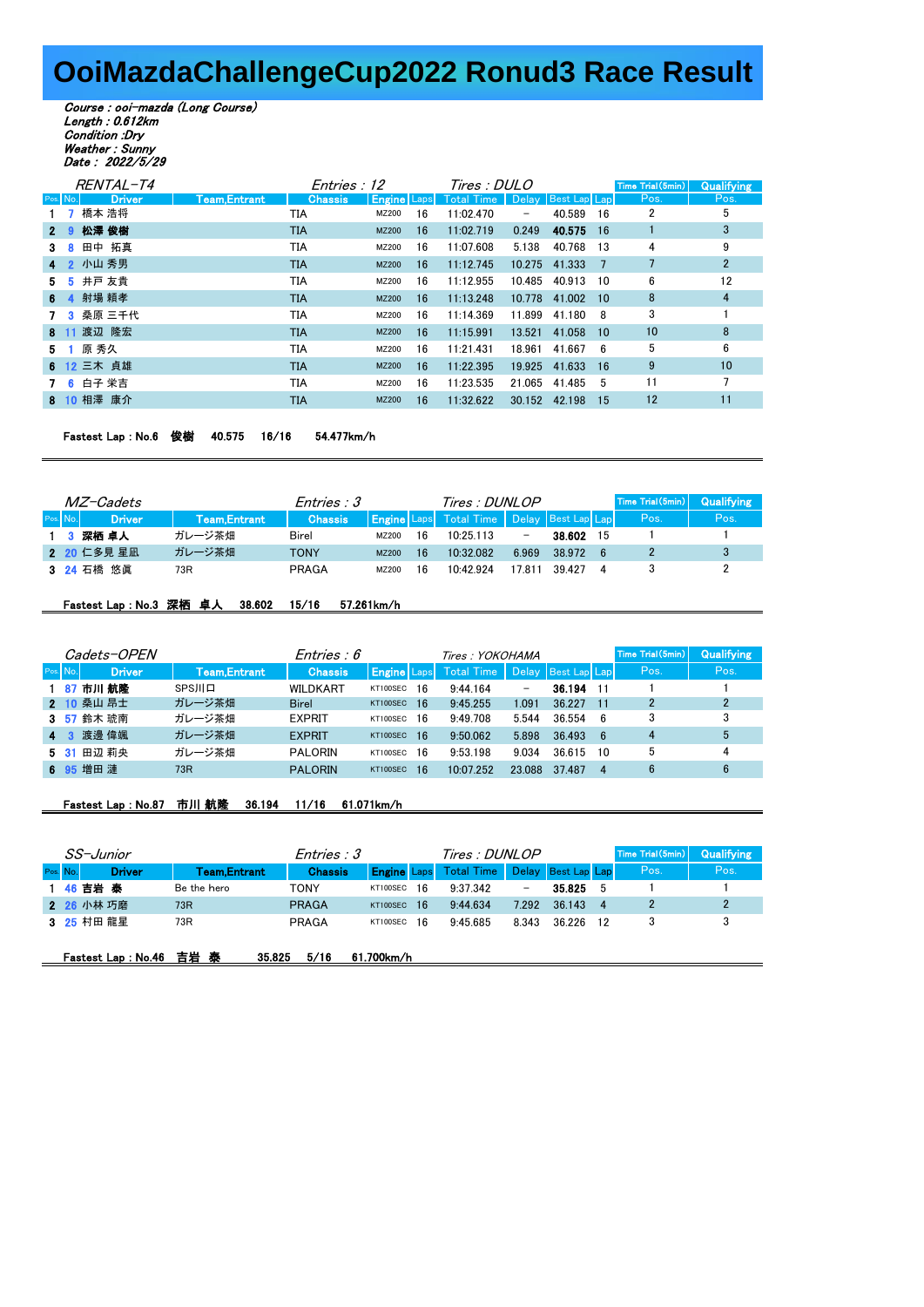# OoiMazdaChallengeCup2022 Ronud3 Race Result

*Course : ooi-mazda (Long Course)*
*Length : 0.612km*
*Condition :Dry*
*Weather : Sunny*
*Date : 2022/5/29*

*RENTAL-T4* — *Entries : 12* — *Tires : DULO*

| Pos. | No. | Driver | Team,Entrant | Chassis | Engine | Laps | Total Time | Delay | Best Lap | Lap | Time Trial(5min) Pos. | Qualifying Pos. |
|---|---|---|---|---|---|---|---|---|---|---|---|---|
| 1 | 7 | 橋本 浩将 | | TIA | MZ200 | 16 | 11:02.470 | － | 40.589 | 16 | 2 | 5 |
| 2 | 9 | **松澤 俊樹** | | TIA | MZ200 | 16 | 11:02.719 | 0.249 | **40.575** | 16 | 1 | 3 |
| 3 | 8 | 田中 拓真 | | TIA | MZ200 | 16 | 11:07.608 | 5.138 | 40.768 | 13 | 4 | 9 |
| 4 | 2 | 小山 秀男 | | TIA | MZ200 | 16 | 11:12.745 | 10.275 | 41.333 | 7 | 7 | 2 |
| 5 | 5 | 井戸 友貴 | | TIA | MZ200 | 16 | 11:12.955 | 10.485 | 40.913 | 10 | 6 | 12 |
| 6 | 4 | 射場 頼孝 | | TIA | MZ200 | 16 | 11:13.248 | 10.778 | 41.002 | 10 | 8 | 4 |
| 7 | 3 | 桑原 三千代 | | TIA | MZ200 | 16 | 11:14.369 | 11.899 | 41.180 | 8 | 3 | 1 |
| 8 | 11 | 渡辺 隆宏 | | TIA | MZ200 | 16 | 11:15.991 | 13.521 | 41.058 | 10 | 10 | 8 |
| 5 | 1 | 原 秀久 | | TIA | MZ200 | 16 | 11:21.431 | 18.961 | 41.667 | 6 | 5 | 6 |
| 6 | 12 | 三木 貞雄 | | TIA | MZ200 | 16 | 11:22.395 | 19.925 | 41.633 | 16 | 9 | 10 |
| 7 | 6 | 白子 栄吉 | | TIA | MZ200 | 16 | 11:23.535 | 21.065 | 41.485 | 5 | 11 | 7 |
| 8 | 10 | 相澤 康介 | | TIA | MZ200 | 16 | 11:32.622 | 30.152 | 42.198 | 15 | 12 | 11 |

**Fastest Lap : No.6 俊樹 40.575 16/16 54.477km/h**

*MZ-Cadets* — *Entries : 3* — *Tires : DUNLOP*

| Pos. | No. | Driver | Team,Entrant | Chassis | Engine | Laps | Total Time | Delay | Best Lap | Lap | Time Trial(5min) Pos. | Qualifying Pos. |
|---|---|---|---|---|---|---|---|---|---|---|---|---|
| 1 | 3 | **深栖 卓人** | ガレージ茶畑 | Birel | MZ200 | 16 | 10:25.113 | － | **38.602** | 15 | 1 | 1 |
| 2 | 20 | 仁多見 星凪 | ガレージ茶畑 | TONY | MZ200 | 16 | 10:32.082 | 6.969 | 38.972 | 6 | 2 | 3 |
| 3 | 24 | 石橋 悠眞 | 73R | PRAGA | MZ200 | 16 | 10:42.924 | 17.811 | 39.427 | 4 | 3 | 2 |

**Fastest Lap : No.3 深栖 卓人 38.602 15/16 57.261km/h**

*Cadets-OPEN* — *Entries : 6* — *Tires : YOKOHAMA*

| Pos. | No. | Driver | Team,Entrant | Chassis | Engine | Laps | Total Time | Delay | Best Lap | Lap | Time Trial(5min) Pos. | Qualifying Pos. |
|---|---|---|---|---|---|---|---|---|---|---|---|---|
| 1 | 87 | **市川 航隆** | SPS川口 | WILDKART | KT100SEC | 16 | 9:44.164 | － | **36.194** | 11 | 1 | 1 |
| 2 | 10 | 桑山 昂士 | ガレージ茶畑 | Birel | KT100SEC | 16 | 9:45.255 | 1.091 | 36.227 | 11 | 2 | 2 |
| 3 | 57 | 鈴木 琥南 | ガレージ茶畑 | EXPRIT | KT100SEC | 16 | 9:49.708 | 5.544 | 36.554 | 6 | 3 | 3 |
| 4 | 3 | 渡邉 偉颯 | ガレージ茶畑 | EXPRIT | KT100SEC | 16 | 9:50.062 | 5.898 | 36.493 | 6 | 4 | 5 |
| 5 | 31 | 田辺 莉央 | ガレージ茶畑 | PALORIN | KT100SEC | 16 | 9:53.198 | 9.034 | 36.615 | 10 | 5 | 4 |
| 6 | 95 | 増田 漣 | 73R | PALORIN | KT100SEC | 16 | 10:07.252 | 23.088 | 37.487 | 4 | 6 | 6 |

**Fastest Lap : No.87 市川 航隆 36.194 11/16 61.071km/h**

*SS-Junior* — *Entries : 3* — *Tires : DUNLOP*

| Pos. | No. | Driver | Team,Entrant | Chassis | Engine | Laps | Total Time | Delay | Best Lap | Lap | Time Trial(5min) Pos. | Qualifying Pos. |
|---|---|---|---|---|---|---|---|---|---|---|---|---|
| 1 | 46 | **吉岩 泰** | Be the hero | TONY | KT100SEC | 16 | 9:37.342 | － | **35.825** | 5 | 1 | 1 |
| 2 | 26 | 小林 巧磨 | 73R | PRAGA | KT100SEC | 16 | 9:44.634 | 7.292 | 36.143 | 4 | 2 | 2 |
| 3 | 25 | 村田 龍星 | 73R | PRAGA | KT100SEC | 16 | 9:45.685 | 8.343 | 36.226 | 12 | 3 | 3 |

**Fastest Lap : No.46 吉岩 泰 35.825 5/16 61.700km/h**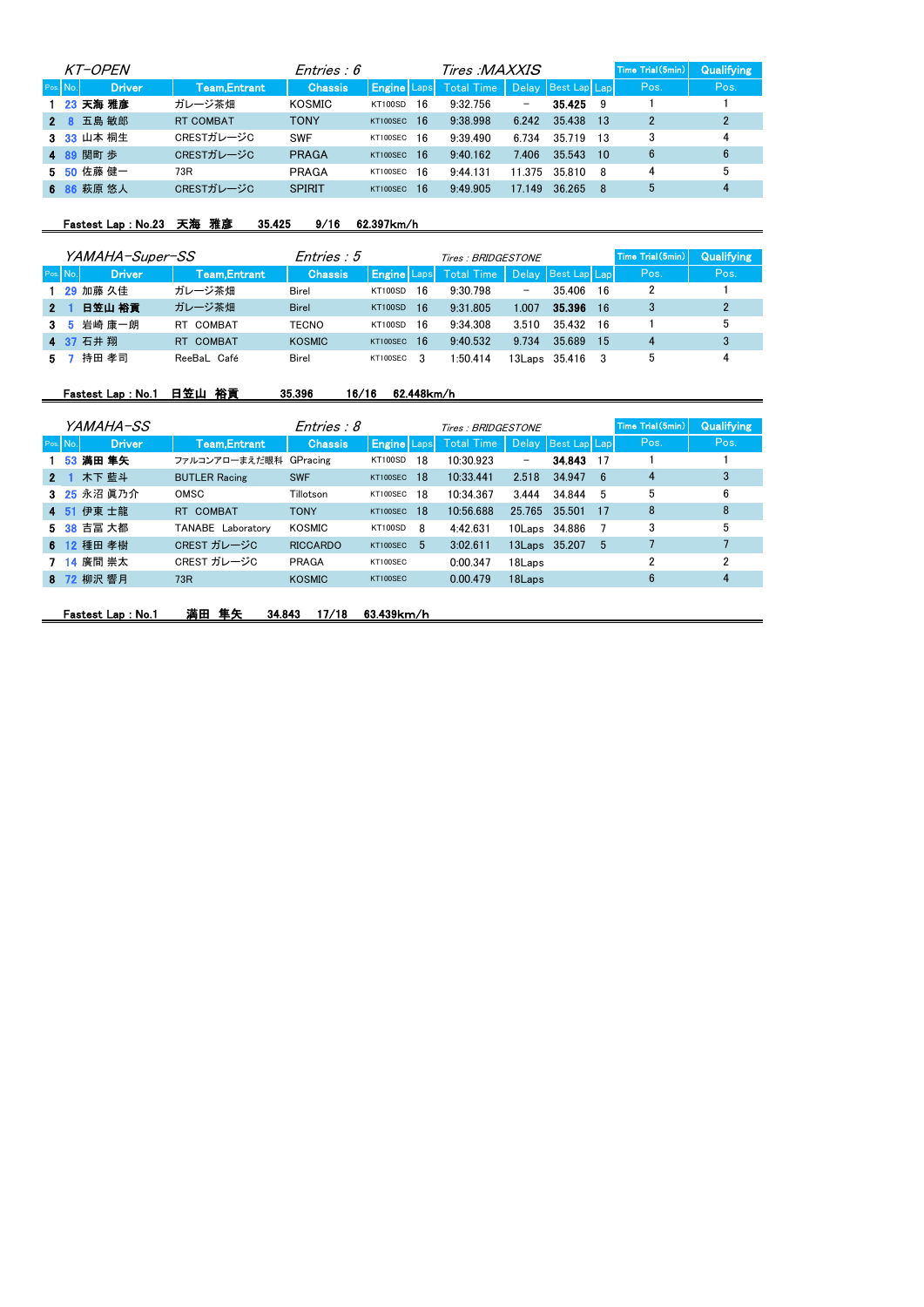## KT-OPEN

Entries : 6　　Tires :MAXXIS

| Pos. | No. | Driver | Team,Entrant | Chassis | Engine | Laps | Total Time | Delay | Best Lap | Lap | Time Trial(5min) Pos. | Qualifying Pos. |
|---|---|---|---|---|---|---|---|---|---|---|---|---|
| 1 | 23 | 天海 雅彦 | ガレージ茶畑 | KOSMIC | KT100SD | 16 | 9:32.756 | − | 35.425 | 9 | 1 | 1 |
| 2 | 8 | 五島 敏郎 | RT COMBAT | TONY | KT100SEC | 16 | 9:38.998 | 6.242 | 35.438 | 13 | 2 | 2 |
| 3 | 33 | 山本 桐生 | CRESTガレージC | SWF | KT100SEC | 16 | 9:39.490 | 6.734 | 35.719 | 13 | 3 | 4 |
| 4 | 89 | 関町 歩 | CRESTガレージC | PRAGA | KT100SEC | 16 | 9:40.162 | 7.406 | 35.543 | 10 | 6 | 6 |
| 5 | 50 | 佐藤 健一 | 73R | PRAGA | KT100SEC | 16 | 9:44.131 | 11.375 | 35.810 | 8 | 4 | 5 |
| 6 | 86 | 萩原 悠人 | CRESTガレージC | SPIRIT | KT100SEC | 16 | 9:49.905 | 17.149 | 36.265 | 8 | 5 | 4 |

**Fastest Lap : No.23　天海 雅彦　　35.425　　9/16　　62.397km/h**

## YAMAHA-Super-SS

Entries : 5　　Tires : BRIDGESTONE

| Pos. | No. | Driver | Team,Entrant | Chassis | Engine | Laps | Total Time | Delay | Best Lap | Lap | Time Trial(5min) Pos. | Qualifying Pos. |
|---|---|---|---|---|---|---|---|---|---|---|---|---|
| 1 | 29 | 加藤 久佳 | ガレージ茶畑 | Birel | KT100SD | 16 | 9:30.798 | − | 35.406 | 16 | 2 | 1 |
| 2 | 1 | 日笠山 裕貢 | ガレージ茶畑 | Birel | KT100SD | 16 | 9:31.805 | 1.007 | 35.396 | 16 | 3 | 2 |
| 3 | 5 | 岩崎 康一朗 | RT COMBAT | TECNO | KT100SD | 16 | 9:34.308 | 3.510 | 35.432 | 16 | 1 | 5 |
| 4 | 37 | 石井 翔 | RT COMBAT | KOSMIC | KT100SEC | 16 | 9:40.532 | 9.734 | 35.689 | 15 | 4 | 3 |
| 5 | 7 | 持田 孝司 | ReeBaL Café | Birel | KT100SEC | 3 | 1:50.414 | 13Laps | 35.416 | 3 | 5 | 4 |

**Fastest Lap : No.1　日笠山 裕貢　　35.396　　16/16　　62.448km/h**

## YAMAHA-SS

Entries : 8　　Tires : BRIDGESTONE

| Pos. | No. | Driver | Team,Entrant | Chassis | Engine | Laps | Total Time | Delay | Best Lap | Lap | Time Trial(5min) Pos. | Qualifying Pos. |
|---|---|---|---|---|---|---|---|---|---|---|---|---|
| 1 | 53 | 満田 隼矢 | ファルコンアローまえだ眼科 | GPracing | KT100SD | 18 | 10:30.923 | − | 34.843 | 17 | 1 | 1 |
| 2 | 1 | 木下 藍斗 | BUTLER Racing | SWF | KT100SEC | 18 | 10:33.441 | 2.518 | 34.947 | 6 | 4 | 3 |
| 3 | 25 | 永沼 眞乃介 | OMSC | Tillotson | KT100SEC | 18 | 10:34.367 | 3.444 | 34.844 | 5 | 5 | 6 |
| 4 | 51 | 伊東 士龍 | RT COMBAT | TONY | KT100SEC | 18 | 10:56.688 | 25.765 | 35.501 | 17 | 8 | 8 |
| 5 | 38 | 吉冨 大都 | TANABE Laboratory | KOSMIC | KT100SD | 8 | 4:42.631 | 10Laps | 34.886 | 7 | 3 | 5 |
| 6 | 12 | 種田 孝樹 | CREST ガレージC | RICCARDO | KT100SEC | 5 | 3:02.611 | 13Laps | 35.207 | 5 | 7 | 7 |
| 7 | 14 | 廣間 崇太 | CREST ガレージC | PRAGA | KT100SEC | | 0:00.347 | 18Laps | | | 2 | 2 |
| 8 | 72 | 柳沢 響月 | 73R | KOSMIC | KT100SEC | | 0:00.479 | 18Laps | | | 6 | 4 |

**Fastest Lap : No.1　　満田 隼矢　　34.843　　17/18　　63.439km/h**